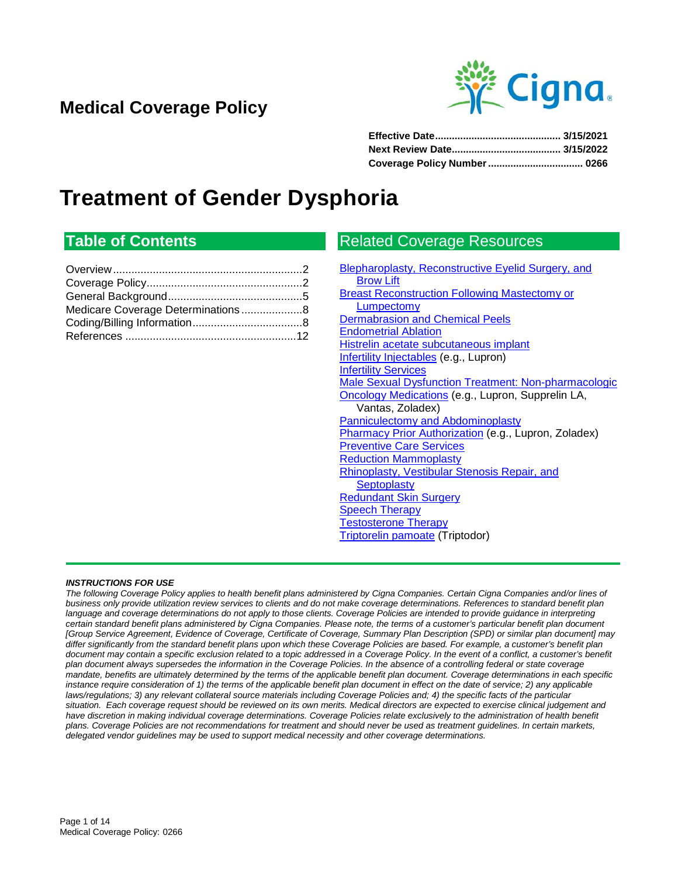# Medical Coverage Policy

**Effective Date............................................ 3/15/2021**
**Next Review Date...................................... 3/15/2022**
**Coverage Policy Number................................. 0266**

# Treatment of Gender Dysphoria

## Table of Contents

Overview.............................................................2
Coverage Policy...................................................2
General Background............................................5
Medicare Coverage Determinations....................8
Coding/Billing Information....................................8
References ........................................................12

## Related Coverage Resources

Blepharoplasty, Reconstructive Eyelid Surgery, and Brow Lift
Breast Reconstruction Following Mastectomy or Lumpectomy
Dermabrasion and Chemical Peels
Endometrial Ablation
Histrelin acetate subcutaneous implant
Infertility Injectables (e.g., Lupron)
Infertility Services
Male Sexual Dysfunction Treatment: Non-pharmacologic
Oncology Medications (e.g., Lupron, Supprelin LA, Vantas, Zoladex)
Panniculectomy and Abdominoplasty
Pharmacy Prior Authorization (e.g., Lupron, Zoladex)
Preventive Care Services
Reduction Mammoplasty
Rhinoplasty, Vestibular Stenosis Repair, and Septoplasty
Redundant Skin Surgery
Speech Therapy
Testosterone Therapy
Triptorelin pamoate (Triptodor)

***INSTRUCTIONS FOR USE***

*The following Coverage Policy applies to health benefit plans administered by Cigna Companies. Certain Cigna Companies and/or lines of business only provide utilization review services to clients and do not make coverage determinations. References to standard benefit plan language and coverage determinations do not apply to those clients. Coverage Policies are intended to provide guidance in interpreting certain standard benefit plans administered by Cigna Companies. Please note, the terms of a customer's particular benefit plan document [Group Service Agreement, Evidence of Coverage, Certificate of Coverage, Summary Plan Description (SPD) or similar plan document] may differ significantly from the standard benefit plans upon which these Coverage Policies are based. For example, a customer's benefit plan document may contain a specific exclusion related to a topic addressed in a Coverage Policy. In the event of a conflict, a customer's benefit plan document always supersedes the information in the Coverage Policies. In the absence of a controlling federal or state coverage mandate, benefits are ultimately determined by the terms of the applicable benefit plan document. Coverage determinations in each specific instance require consideration of 1) the terms of the applicable benefit plan document in effect on the date of service; 2) any applicable laws/regulations; 3) any relevant collateral source materials including Coverage Policies and; 4) the specific facts of the particular situation. Each coverage request should be reviewed on its own merits. Medical directors are expected to exercise clinical judgement and have discretion in making individual coverage determinations. Coverage Policies relate exclusively to the administration of health benefit plans. Coverage Policies are not recommendations for treatment and should never be used as treatment guidelines. In certain markets, delegated vendor guidelines may be used to support medical necessity and other coverage determinations.*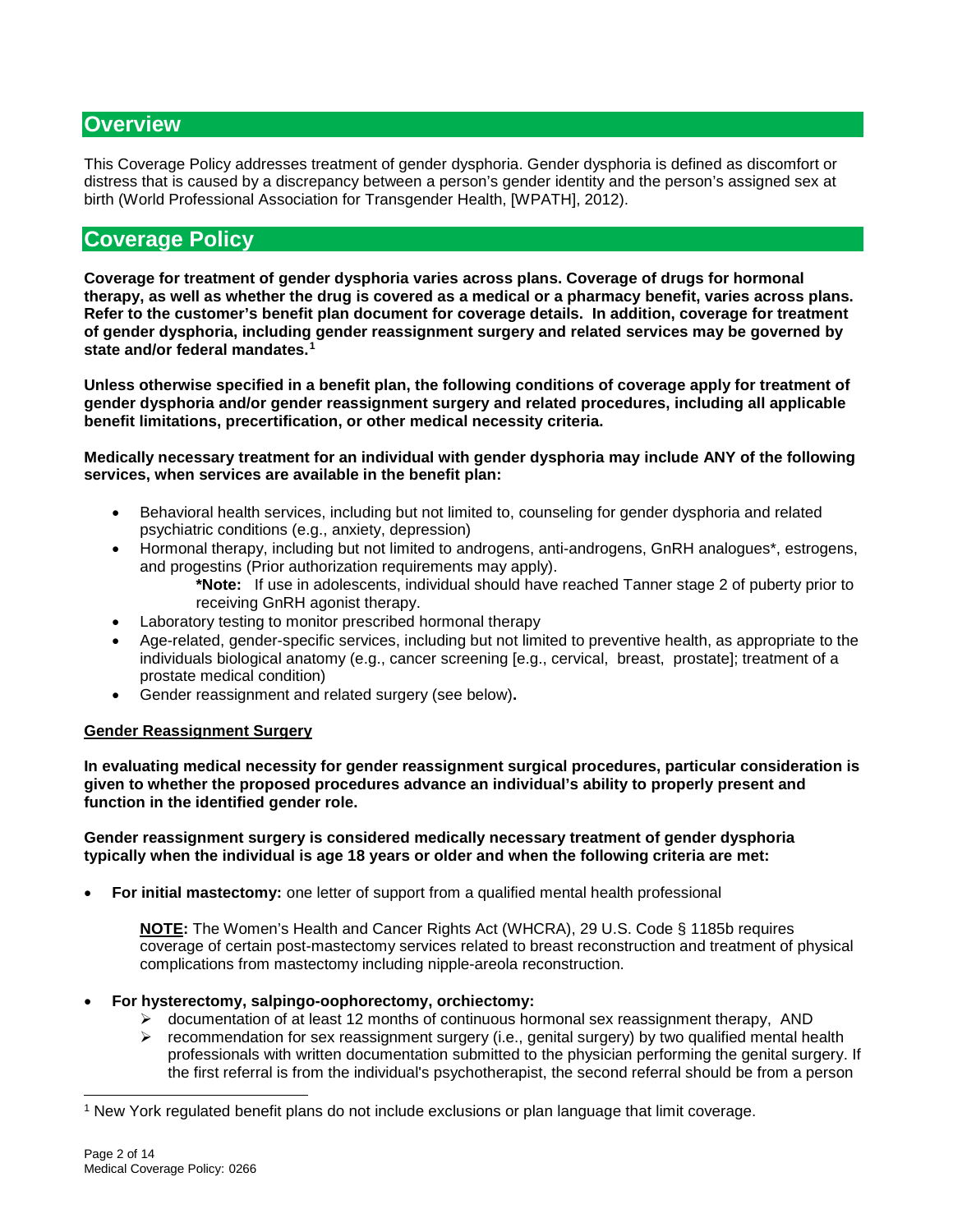## Overview

This Coverage Policy addresses treatment of gender dysphoria. Gender dysphoria is defined as discomfort or distress that is caused by a discrepancy between a person's gender identity and the person's assigned sex at birth (World Professional Association for Transgender Health, [WPATH], 2012).

## Coverage Policy

**Coverage for treatment of gender dysphoria varies across plans. Coverage of drugs for hormonal therapy, as well as whether the drug is covered as a medical or a pharmacy benefit, varies across plans. Refer to the customer's benefit plan document for coverage details. In addition, coverage for treatment of gender dysphoria, including gender reassignment surgery and related services may be governed by state and/or federal mandates.[1]**

**Unless otherwise specified in a benefit plan, the following conditions of coverage apply for treatment of gender dysphoria and/or gender reassignment surgery and related procedures, including all applicable benefit limitations, precertification, or other medical necessity criteria.**

**Medically necessary treatment for an individual with gender dysphoria may include ANY of the following services, when services are available in the benefit plan:**

- Behavioral health services, including but not limited to, counseling for gender dysphoria and related psychiatric conditions (e.g., anxiety, depression)
- Hormonal therapy, including but not limited to androgens, anti-androgens, GnRH analogues*, estrogens, and progestins (Prior authorization requirements may apply).

  **\*Note:** If use in adolescents, individual should have reached Tanner stage 2 of puberty prior to receiving GnRH agonist therapy.
- Laboratory testing to monitor prescribed hormonal therapy
- Age-related, gender-specific services, including but not limited to preventive health, as appropriate to the individuals biological anatomy (e.g., cancer screening [e.g., cervical, breast, prostate]; treatment of a prostate medical condition)
- Gender reassignment and related surgery (see below)**.**

**<u>Gender Reassignment Surgery</u>**

**In evaluating medical necessity for gender reassignment surgical procedures, particular consideration is given to whether the proposed procedures advance an individual's ability to properly present and function in the identified gender role.**

**Gender reassignment surgery is considered medically necessary treatment of gender dysphoria typically when the individual is age 18 years or older and when the following criteria are met:**

- **For initial mastectomy:** one letter of support from a qualified mental health professional

  **<u>NOTE</u>:** The Women's Health and Cancer Rights Act (WHCRA), 29 U.S. Code § 1185b requires coverage of certain post-mastectomy services related to breast reconstruction and treatment of physical complications from mastectomy including nipple-areola reconstruction.

- **For hysterectomy, salpingo-oophorectomy, orchiectomy:**
  - documentation of at least 12 months of continuous hormonal sex reassignment therapy, AND
  - recommendation for sex reassignment surgery (i.e., genital surgery) by two qualified mental health professionals with written documentation submitted to the physician performing the genital surgery. If the first referral is from the individual's psychotherapist, the second referral should be from a person

---

[1] New York regulated benefit plans do not include exclusions or plan language that limit coverage.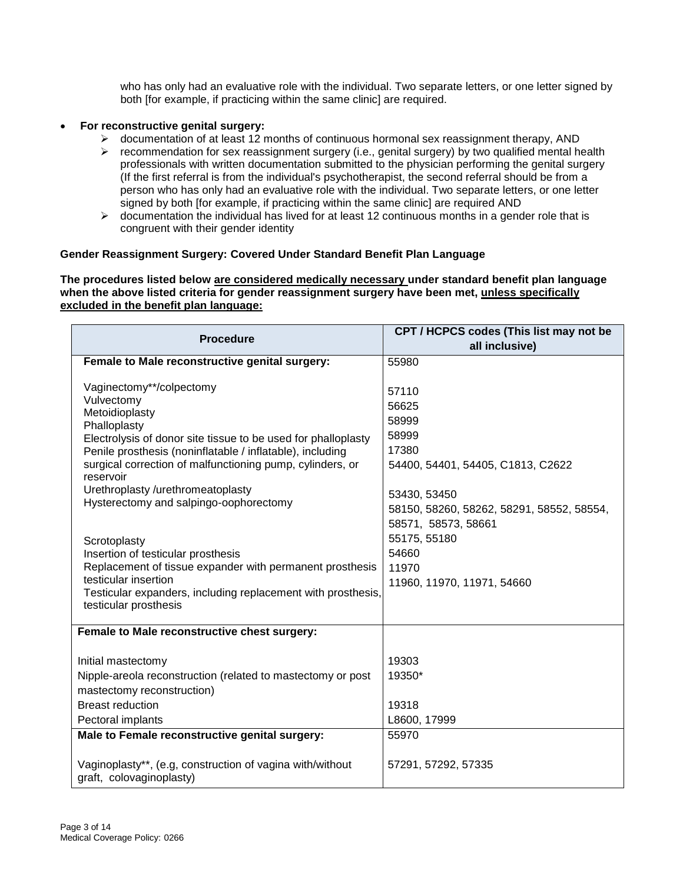who has only had an evaluative role with the individual. Two separate letters, or one letter signed by both [for example, if practicing within the same clinic] are required.

- **For reconstructive genital surgery:**
  - documentation of at least 12 months of continuous hormonal sex reassignment therapy, AND
  - recommendation for sex reassignment surgery (i.e., genital surgery) by two qualified mental health professionals with written documentation submitted to the physician performing the genital surgery (If the first referral is from the individual's psychotherapist, the second referral should be from a person who has only had an evaluative role with the individual. Two separate letters, or one letter signed by both [for example, if practicing within the same clinic] are required AND
  - documentation the individual has lived for at least 12 continuous months in a gender role that is congruent with their gender identity

**Gender Reassignment Surgery: Covered Under Standard Benefit Plan Language**

**The procedures listed below <u>are considered medically necessary</u> under standard benefit plan language when the above listed criteria for gender reassignment surgery have been met, <u>unless specifically excluded in the benefit plan language:</u>**

| Procedure | CPT / HCPCS codes (This list may not be all inclusive) |
|---|---|
| **Female to Male reconstructive genital surgery:** | 55980 |
| Vaginectomy**/colpectomy | 57110 |
| Vulvectomy | 56625 |
| Metoidioplasty | 58999 |
| Phalloplasty | 58999 |
| Electrolysis of donor site tissue to be used for phalloplasty | 17380 |
| Penile prosthesis (noninflatable / inflatable), including surgical correction of malfunctioning pump, cylinders, or reservoir | 54400, 54401, 54405, C1813, C2622 |
| Urethroplasty /urethromeatoplasty | 53430, 53450 |
| Hysterectomy and salpingo-oophorectomy | 58150, 58260, 58262, 58291, 58552, 58554, 58571, 58573, 58661 |
| Scrotoplasty | 55175, 55180 |
| Insertion of testicular prosthesis | 54660 |
| Replacement of tissue expander with permanent prosthesis testicular insertion | 11970 |
| Testicular expanders, including replacement with prosthesis, testicular prosthesis | 11960, 11970, 11971, 54660 |
| **Female to Male reconstructive chest surgery:** | |
| Initial mastectomy | 19303 |
| Nipple-areola reconstruction (related to mastectomy or post mastectomy reconstruction) | 19350* |
| Breast reduction | 19318 |
| Pectoral implants | L8600, 17999 |
| **Male to Female reconstructive genital surgery:** | 55970 |
| Vaginoplasty**, (e.g, construction of vagina with/without graft, colovaginoplasty) | 57291, 57292, 57335 |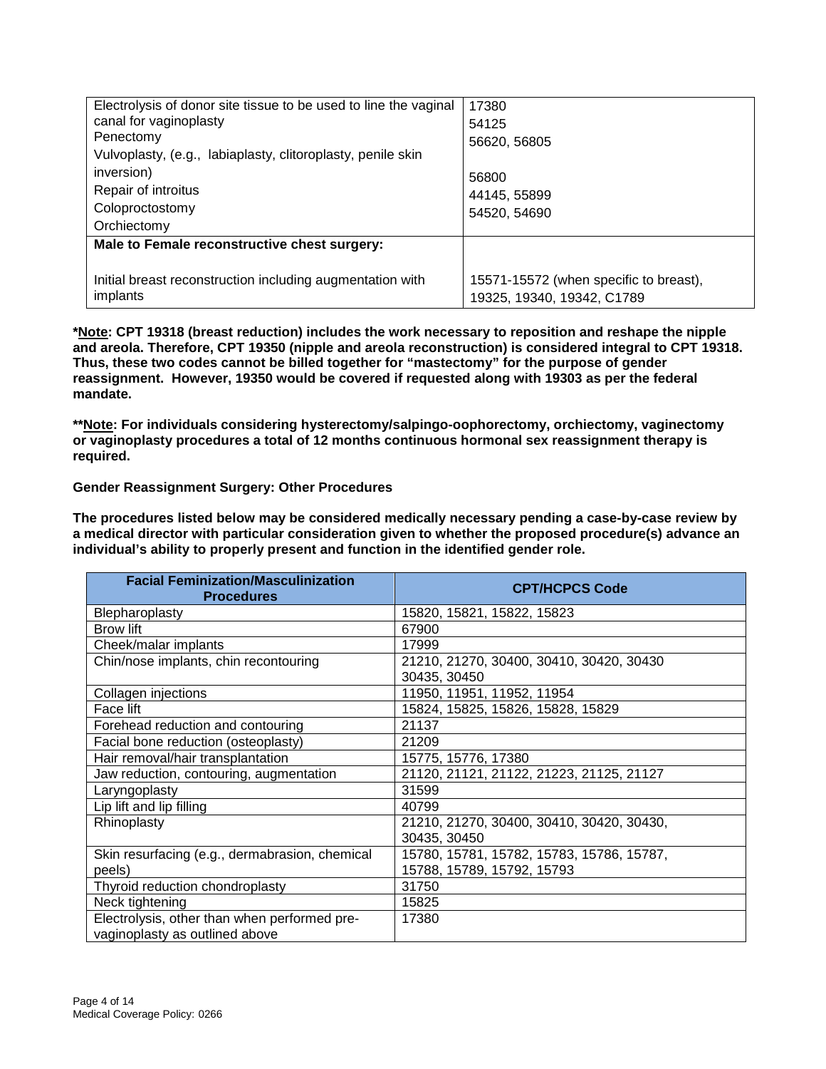| | |
|---|---|
| Electrolysis of donor site tissue to be used to line the vaginal canal for vaginoplasty | 17380 |
| Penectomy | 54125 |
| Vulvoplasty, (e.g., labiaplasty, clitoroplasty, penile skin inversion) | 56620, 56805 |
| Repair of introitus | 56800 |
| Coloproctostomy | 44145, 55899 |
| Orchiectomy | 54520, 54690 |
| **Male to Female reconstructive chest surgery:** | |
| Initial breast reconstruction including augmentation with implants | 15571-15572 (when specific to breast), 19325, 19340, 19342, C1789 |

***Note: CPT 19318 (breast reduction) includes the work necessary to reposition and reshape the nipple and areola. Therefore, CPT 19350 (nipple and areola reconstruction) is considered integral to CPT 19318. Thus, these two codes cannot be billed together for "mastectomy" for the purpose of gender reassignment. However, 19350 would be covered if requested along with 19303 as per the federal mandate.**

****Note: For individuals considering hysterectomy/salpingo-oophorectomy, orchiectomy, vaginectomy or vaginoplasty procedures a total of 12 months continuous hormonal sex reassignment therapy is required.**

**Gender Reassignment Surgery: Other Procedures**

**The procedures listed below may be considered medically necessary pending a case-by-case review by a medical director with particular consideration given to whether the proposed procedure(s) advance an individual's ability to properly present and function in the identified gender role.**

| Facial Feminization/Masculinization Procedures | CPT/HCPCS Code |
|---|---|
| Blepharoplasty | 15820, 15821, 15822, 15823 |
| Brow lift | 67900 |
| Cheek/malar implants | 17999 |
| Chin/nose implants, chin recontouring | 21210, 21270, 30400, 30410, 30420, 30430 30435, 30450 |
| Collagen injections | 11950, 11951, 11952, 11954 |
| Face lift | 15824, 15825, 15826, 15828, 15829 |
| Forehead reduction and contouring | 21137 |
| Facial bone reduction (osteoplasty) | 21209 |
| Hair removal/hair transplantation | 15775, 15776, 17380 |
| Jaw reduction, contouring, augmentation | 21120, 21121, 21122, 21223, 21125, 21127 |
| Laryngoplasty | 31599 |
| Lip lift and lip filling | 40799 |
| Rhinoplasty | 21210, 21270, 30400, 30410, 30420, 30430, 30435, 30450 |
| Skin resurfacing (e.g., dermabrasion, chemical peels) | 15780, 15781, 15782, 15783, 15786, 15787, 15788, 15789, 15792, 15793 |
| Thyroid reduction chondroplasty | 31750 |
| Neck tightening | 15825 |
| Electrolysis, other than when performed pre-vaginoplasty as outlined above | 17380 |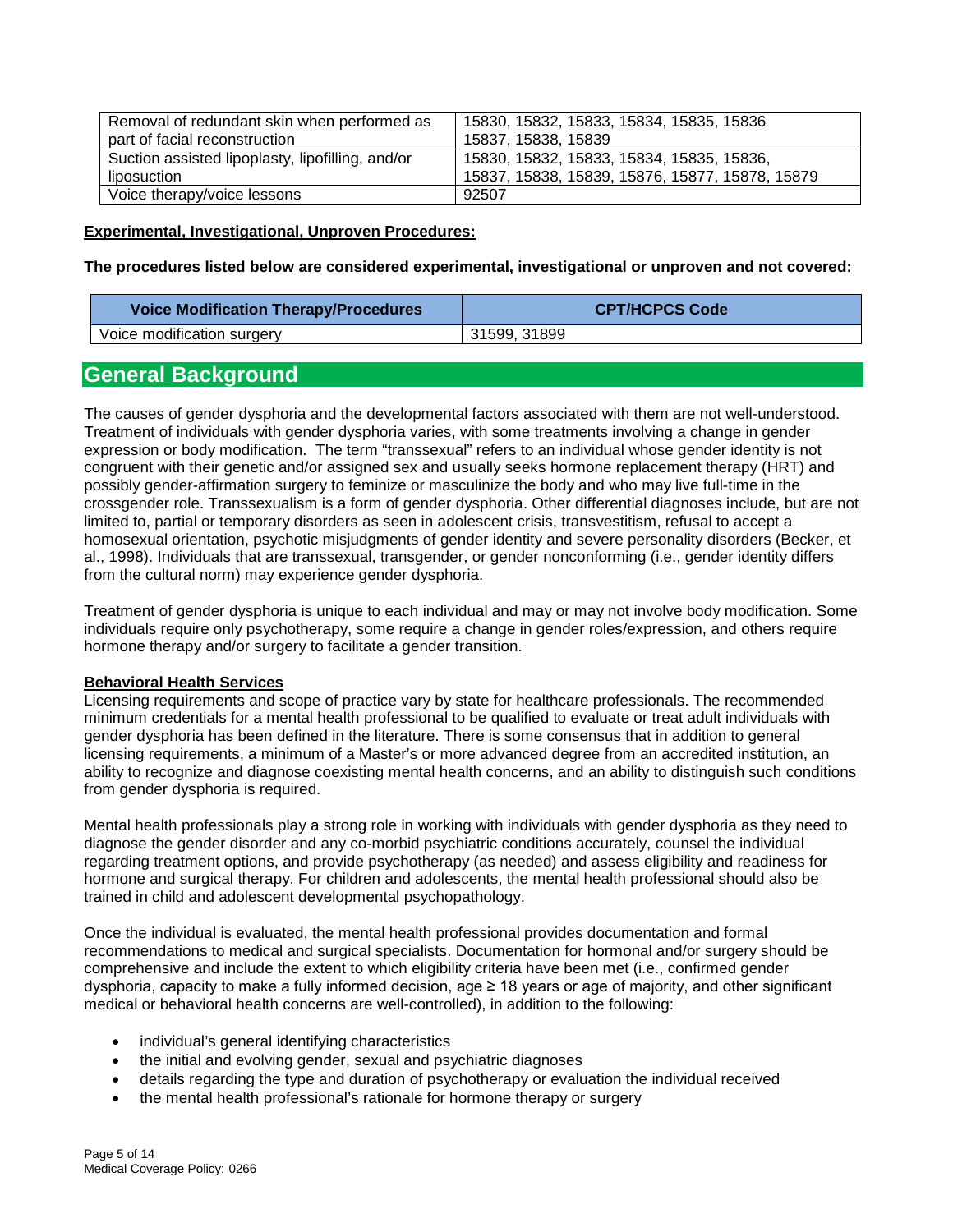| | |
|---|---|
| Removal of redundant skin when performed as part of facial reconstruction | 15830, 15832, 15833, 15834, 15835, 15836 15837, 15838, 15839 |
| Suction assisted lipoplasty, lipofilling, and/or liposuction | 15830, 15832, 15833, 15834, 15835, 15836, 15837, 15838, 15839, 15876, 15877, 15878, 15879 |
| Voice therapy/voice lessons | 92507 |

**Experimental, Investigational, Unproven Procedures:**

**The procedures listed below are considered experimental, investigational or unproven and not covered:**

| Voice Modification Therapy/Procedures | CPT/HCPCS Code |
|---|---|
| Voice modification surgery | 31599, 31899 |

## General Background

The causes of gender dysphoria and the developmental factors associated with them are not well-understood. Treatment of individuals with gender dysphoria varies, with some treatments involving a change in gender expression or body modification. The term "transsexual" refers to an individual whose gender identity is not congruent with their genetic and/or assigned sex and usually seeks hormone replacement therapy (HRT) and possibly gender-affirmation surgery to feminize or masculinize the body and who may live full-time in the crossgender role. Transsexualism is a form of gender dysphoria. Other differential diagnoses include, but are not limited to, partial or temporary disorders as seen in adolescent crisis, transvestitism, refusal to accept a homosexual orientation, psychotic misjudgments of gender identity and severe personality disorders (Becker, et al., 1998). Individuals that are transsexual, transgender, or gender nonconforming (i.e., gender identity differs from the cultural norm) may experience gender dysphoria.

Treatment of gender dysphoria is unique to each individual and may or may not involve body modification. Some individuals require only psychotherapy, some require a change in gender roles/expression, and others require hormone therapy and/or surgery to facilitate a gender transition.

**Behavioral Health Services**

Licensing requirements and scope of practice vary by state for healthcare professionals. The recommended minimum credentials for a mental health professional to be qualified to evaluate or treat adult individuals with gender dysphoria has been defined in the literature. There is some consensus that in addition to general licensing requirements, a minimum of a Master's or more advanced degree from an accredited institution, an ability to recognize and diagnose coexisting mental health concerns, and an ability to distinguish such conditions from gender dysphoria is required.

Mental health professionals play a strong role in working with individuals with gender dysphoria as they need to diagnose the gender disorder and any co-morbid psychiatric conditions accurately, counsel the individual regarding treatment options, and provide psychotherapy (as needed) and assess eligibility and readiness for hormone and surgical therapy. For children and adolescents, the mental health professional should also be trained in child and adolescent developmental psychopathology.

Once the individual is evaluated, the mental health professional provides documentation and formal recommendations to medical and surgical specialists. Documentation for hormonal and/or surgery should be comprehensive and include the extent to which eligibility criteria have been met (i.e., confirmed gender dysphoria, capacity to make a fully informed decision, age ≥ 18 years or age of majority, and other significant medical or behavioral health concerns are well-controlled), in addition to the following:

- individual's general identifying characteristics
- the initial and evolving gender, sexual and psychiatric diagnoses
- details regarding the type and duration of psychotherapy or evaluation the individual received
- the mental health professional's rationale for hormone therapy or surgery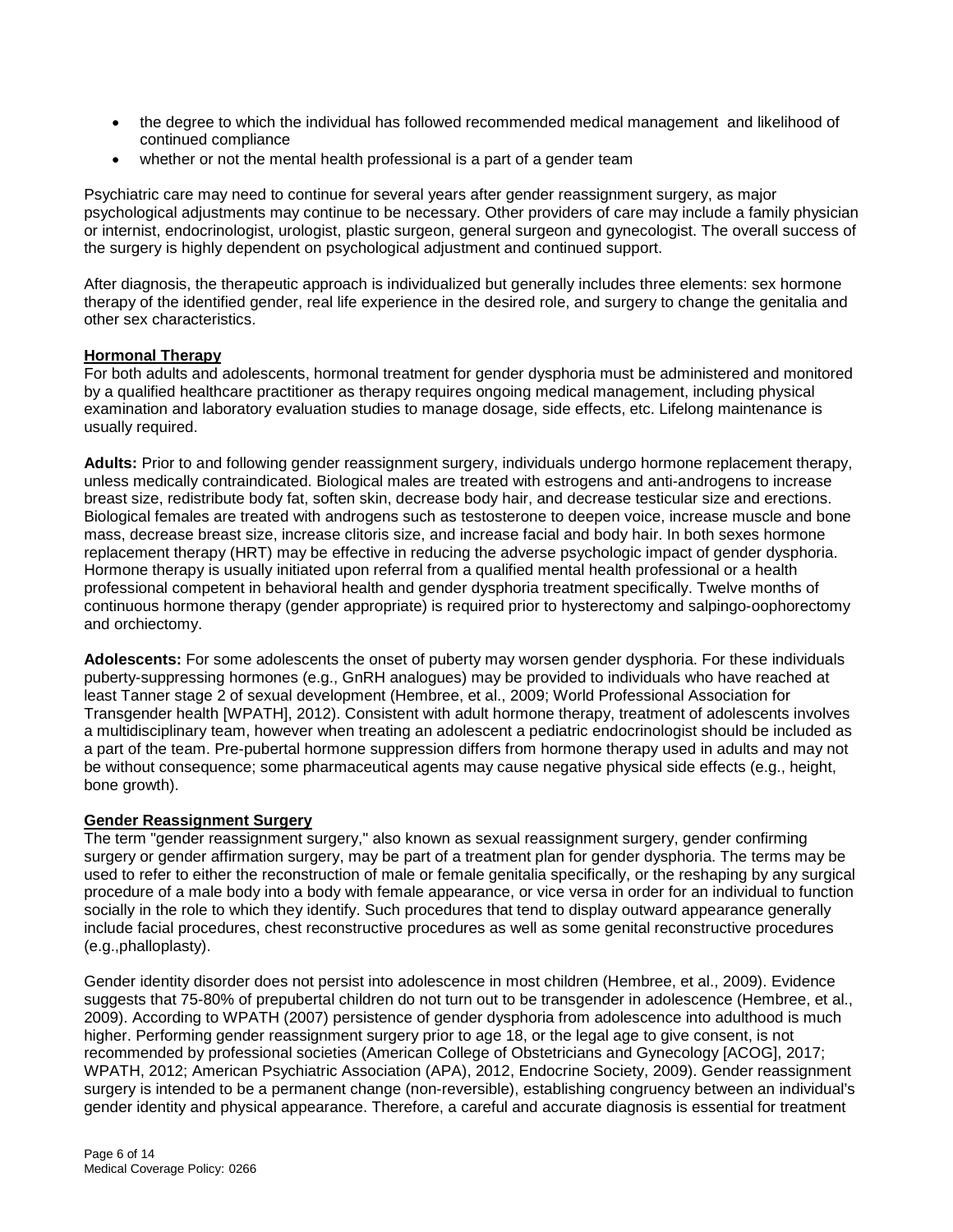- the degree to which the individual has followed recommended medical management and likelihood of continued compliance
- whether or not the mental health professional is a part of a gender team

Psychiatric care may need to continue for several years after gender reassignment surgery, as major psychological adjustments may continue to be necessary. Other providers of care may include a family physician or internist, endocrinologist, urologist, plastic surgeon, general surgeon and gynecologist. The overall success of the surgery is highly dependent on psychological adjustment and continued support.

After diagnosis, the therapeutic approach is individualized but generally includes three elements: sex hormone therapy of the identified gender, real life experience in the desired role, and surgery to change the genitalia and other sex characteristics.

**Hormonal Therapy**

For both adults and adolescents, hormonal treatment for gender dysphoria must be administered and monitored by a qualified healthcare practitioner as therapy requires ongoing medical management, including physical examination and laboratory evaluation studies to manage dosage, side effects, etc. Lifelong maintenance is usually required.

**Adults:** Prior to and following gender reassignment surgery, individuals undergo hormone replacement therapy, unless medically contraindicated. Biological males are treated with estrogens and anti-androgens to increase breast size, redistribute body fat, soften skin, decrease body hair, and decrease testicular size and erections. Biological females are treated with androgens such as testosterone to deepen voice, increase muscle and bone mass, decrease breast size, increase clitoris size, and increase facial and body hair. In both sexes hormone replacement therapy (HRT) may be effective in reducing the adverse psychologic impact of gender dysphoria. Hormone therapy is usually initiated upon referral from a qualified mental health professional or a health professional competent in behavioral health and gender dysphoria treatment specifically. Twelve months of continuous hormone therapy (gender appropriate) is required prior to hysterectomy and salpingo-oophorectomy and orchiectomy.

**Adolescents:** For some adolescents the onset of puberty may worsen gender dysphoria. For these individuals puberty-suppressing hormones (e.g., GnRH analogues) may be provided to individuals who have reached at least Tanner stage 2 of sexual development (Hembree, et al., 2009; World Professional Association for Transgender health [WPATH], 2012). Consistent with adult hormone therapy, treatment of adolescents involves a multidisciplinary team, however when treating an adolescent a pediatric endocrinologist should be included as a part of the team. Pre-pubertal hormone suppression differs from hormone therapy used in adults and may not be without consequence; some pharmaceutical agents may cause negative physical side effects (e.g., height, bone growth).

**Gender Reassignment Surgery**

The term "gender reassignment surgery," also known as sexual reassignment surgery, gender confirming surgery or gender affirmation surgery, may be part of a treatment plan for gender dysphoria. The terms may be used to refer to either the reconstruction of male or female genitalia specifically, or the reshaping by any surgical procedure of a male body into a body with female appearance, or vice versa in order for an individual to function socially in the role to which they identify. Such procedures that tend to display outward appearance generally include facial procedures, chest reconstructive procedures as well as some genital reconstructive procedures (e.g.,phalloplasty).

Gender identity disorder does not persist into adolescence in most children (Hembree, et al., 2009). Evidence suggests that 75-80% of prepubertal children do not turn out to be transgender in adolescence (Hembree, et al., 2009). According to WPATH (2007) persistence of gender dysphoria from adolescence into adulthood is much higher. Performing gender reassignment surgery prior to age 18, or the legal age to give consent, is not recommended by professional societies (American College of Obstetricians and Gynecology [ACOG], 2017; WPATH, 2012; American Psychiatric Association (APA), 2012, Endocrine Society, 2009). Gender reassignment surgery is intended to be a permanent change (non-reversible), establishing congruency between an individual's gender identity and physical appearance. Therefore, a careful and accurate diagnosis is essential for treatment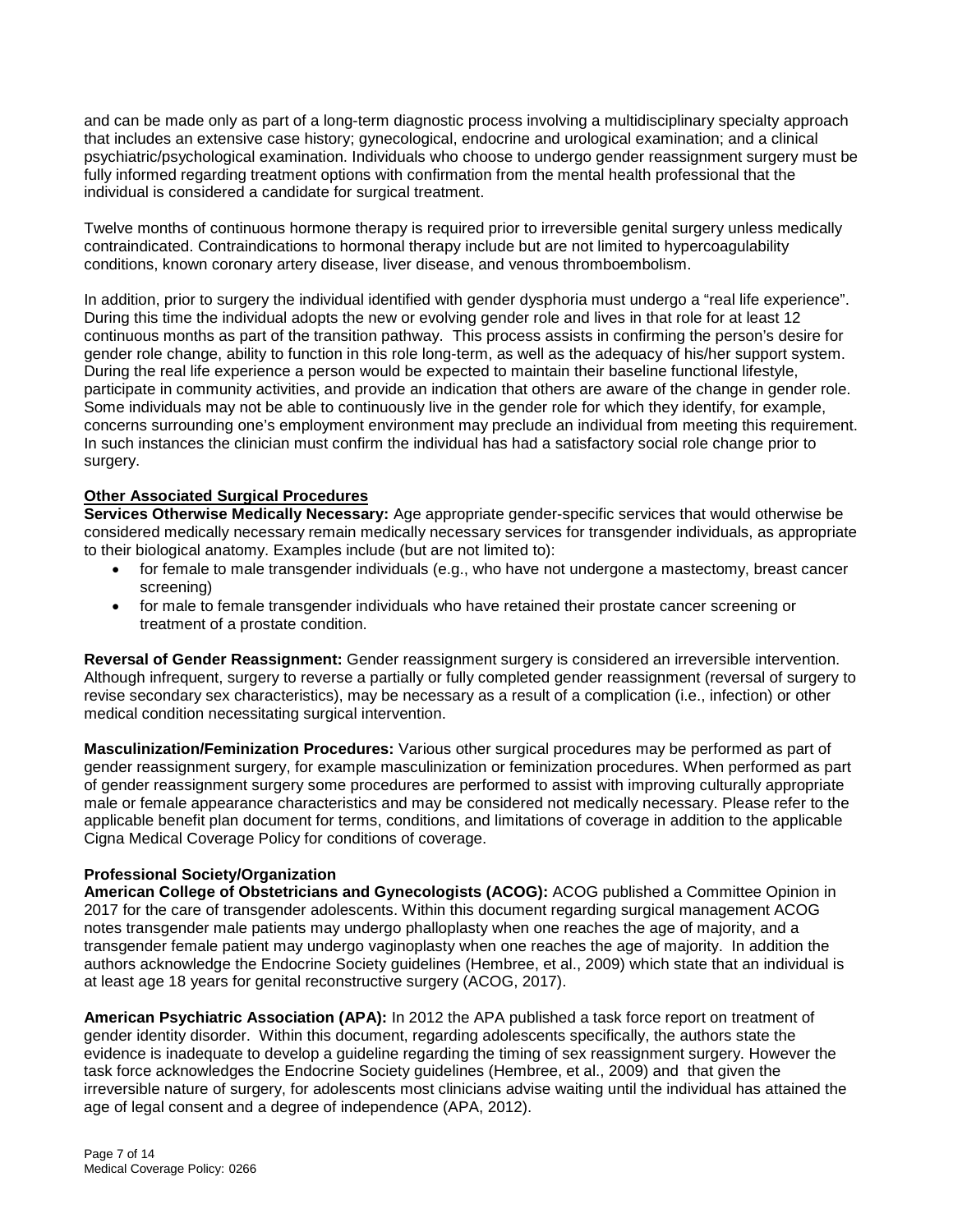and can be made only as part of a long-term diagnostic process involving a multidisciplinary specialty approach that includes an extensive case history; gynecological, endocrine and urological examination; and a clinical psychiatric/psychological examination. Individuals who choose to undergo gender reassignment surgery must be fully informed regarding treatment options with confirmation from the mental health professional that the individual is considered a candidate for surgical treatment.

Twelve months of continuous hormone therapy is required prior to irreversible genital surgery unless medically contraindicated. Contraindications to hormonal therapy include but are not limited to hypercoagulability conditions, known coronary artery disease, liver disease, and venous thromboembolism.

In addition, prior to surgery the individual identified with gender dysphoria must undergo a "real life experience". During this time the individual adopts the new or evolving gender role and lives in that role for at least 12 continuous months as part of the transition pathway. This process assists in confirming the person's desire for gender role change, ability to function in this role long-term, as well as the adequacy of his/her support system. During the real life experience a person would be expected to maintain their baseline functional lifestyle, participate in community activities, and provide an indication that others are aware of the change in gender role. Some individuals may not be able to continuously live in the gender role for which they identify, for example, concerns surrounding one's employment environment may preclude an individual from meeting this requirement. In such instances the clinician must confirm the individual has had a satisfactory social role change prior to surgery.

**Other Associated Surgical Procedures**

**Services Otherwise Medically Necessary:** Age appropriate gender-specific services that would otherwise be considered medically necessary remain medically necessary services for transgender individuals, as appropriate to their biological anatomy. Examples include (but are not limited to):

- for female to male transgender individuals (e.g., who have not undergone a mastectomy, breast cancer screening)
- for male to female transgender individuals who have retained their prostate cancer screening or treatment of a prostate condition.

**Reversal of Gender Reassignment:** Gender reassignment surgery is considered an irreversible intervention. Although infrequent, surgery to reverse a partially or fully completed gender reassignment (reversal of surgery to revise secondary sex characteristics), may be necessary as a result of a complication (i.e., infection) or other medical condition necessitating surgical intervention.

**Masculinization/Feminization Procedures:** Various other surgical procedures may be performed as part of gender reassignment surgery, for example masculinization or feminization procedures. When performed as part of gender reassignment surgery some procedures are performed to assist with improving culturally appropriate male or female appearance characteristics and may be considered not medically necessary. Please refer to the applicable benefit plan document for terms, conditions, and limitations of coverage in addition to the applicable Cigna Medical Coverage Policy for conditions of coverage.

**Professional Society/Organization**

**American College of Obstetricians and Gynecologists (ACOG):** ACOG published a Committee Opinion in 2017 for the care of transgender adolescents. Within this document regarding surgical management ACOG notes transgender male patients may undergo phalloplasty when one reaches the age of majority, and a transgender female patient may undergo vaginoplasty when one reaches the age of majority. In addition the authors acknowledge the Endocrine Society guidelines (Hembree, et al., 2009) which state that an individual is at least age 18 years for genital reconstructive surgery (ACOG, 2017).

**American Psychiatric Association (APA):** In 2012 the APA published a task force report on treatment of gender identity disorder. Within this document, regarding adolescents specifically, the authors state the evidence is inadequate to develop a guideline regarding the timing of sex reassignment surgery. However the task force acknowledges the Endocrine Society guidelines (Hembree, et al., 2009) and that given the irreversible nature of surgery, for adolescents most clinicians advise waiting until the individual has attained the age of legal consent and a degree of independence (APA, 2012).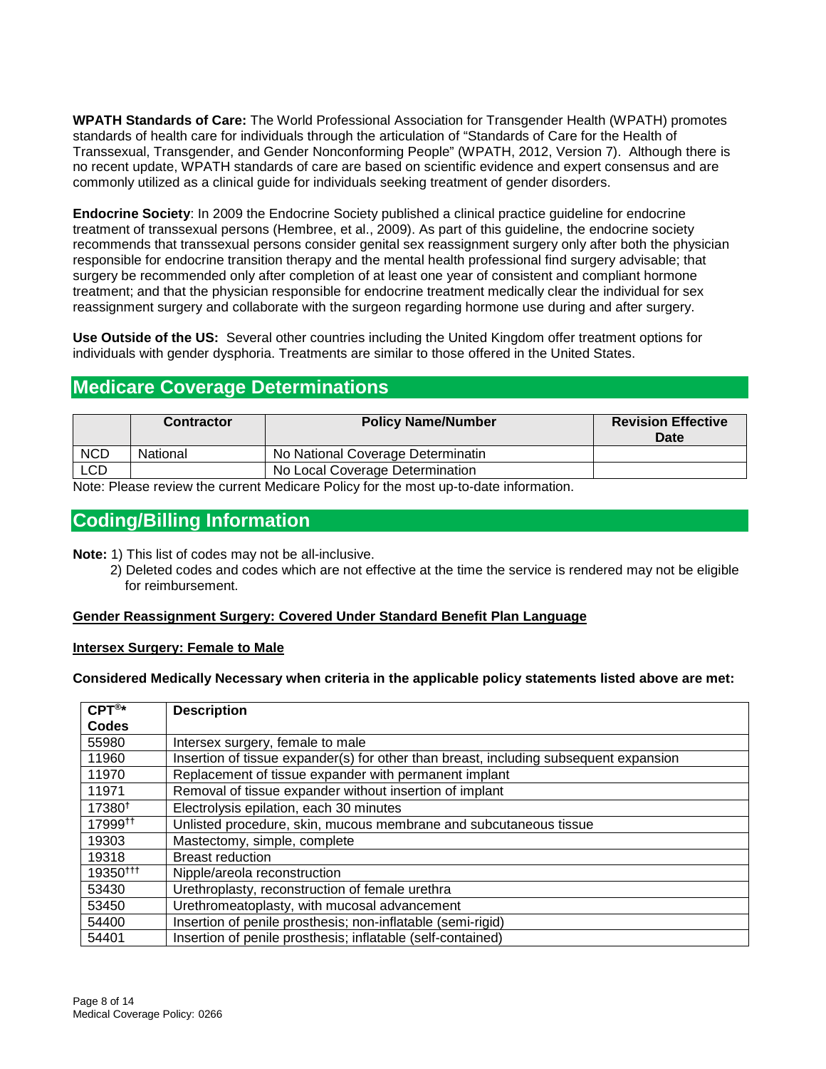**WPATH Standards of Care:** The World Professional Association for Transgender Health (WPATH) promotes standards of health care for individuals through the articulation of "Standards of Care for the Health of Transsexual, Transgender, and Gender Nonconforming People" (WPATH, 2012, Version 7). Although there is no recent update, WPATH standards of care are based on scientific evidence and expert consensus and are commonly utilized as a clinical guide for individuals seeking treatment of gender disorders.

**Endocrine Society**: In 2009 the Endocrine Society published a clinical practice guideline for endocrine treatment of transsexual persons (Hembree, et al., 2009). As part of this guideline, the endocrine society recommends that transsexual persons consider genital sex reassignment surgery only after both the physician responsible for endocrine transition therapy and the mental health professional find surgery advisable; that surgery be recommended only after completion of at least one year of consistent and compliant hormone treatment; and that the physician responsible for endocrine treatment medically clear the individual for sex reassignment surgery and collaborate with the surgeon regarding hormone use during and after surgery.

**Use Outside of the US:** Several other countries including the United Kingdom offer treatment options for individuals with gender dysphoria. Treatments are similar to those offered in the United States.

## Medicare Coverage Determinations

| | Contractor | Policy Name/Number | Revision Effective Date |
|---|---|---|---|
| NCD | National | No National Coverage Determinatin | |
| LCD | | No Local Coverage Determination | |

Note: Please review the current Medicare Policy for the most up-to-date information.

## Coding/Billing Information

**Note:** 1) This list of codes may not be all-inclusive.

2) Deleted codes and codes which are not effective at the time the service is rendered may not be eligible for reimbursement.

**Gender Reassignment Surgery: Covered Under Standard Benefit Plan Language**

**Intersex Surgery: Female to Male**

**Considered Medically Necessary when criteria in the applicable policy statements listed above are met:**

| CPT®* Codes | Description |
|---|---|
| 55980 | Intersex surgery, female to male |
| 11960 | Insertion of tissue expander(s) for other than breast, including subsequent expansion |
| 11970 | Replacement of tissue expander with permanent implant |
| 11971 | Removal of tissue expander without insertion of implant |
| 17380† | Electrolysis epilation, each 30 minutes |
| 17999†† | Unlisted procedure, skin, mucous membrane and subcutaneous tissue |
| 19303 | Mastectomy, simple, complete |
| 19318 | Breast reduction |
| 19350††† | Nipple/areola reconstruction |
| 53430 | Urethroplasty, reconstruction of female urethra |
| 53450 | Urethromeatoplasty, with mucosal advancement |
| 54400 | Insertion of penile prosthesis; non-inflatable (semi-rigid) |
| 54401 | Insertion of penile prosthesis; inflatable (self-contained) |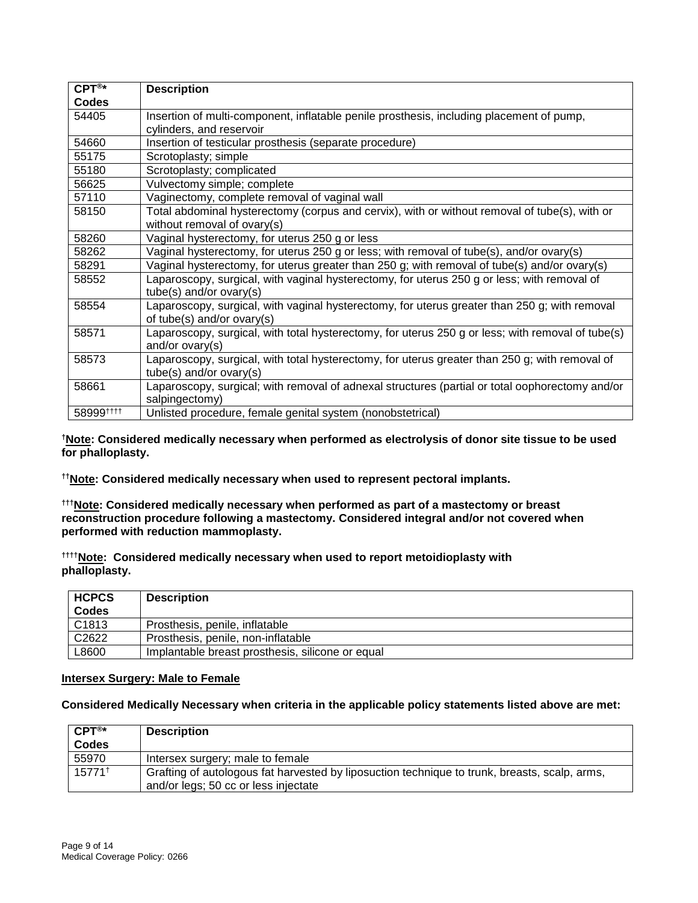| CPT®* Codes | Description |
| --- | --- |
| 54405 | Insertion of multi-component, inflatable penile prosthesis, including placement of pump, cylinders, and reservoir |
| 54660 | Insertion of testicular prosthesis (separate procedure) |
| 55175 | Scrotoplasty; simple |
| 55180 | Scrotoplasty; complicated |
| 56625 | Vulvectomy simple; complete |
| 57110 | Vaginectomy, complete removal of vaginal wall |
| 58150 | Total abdominal hysterectomy (corpus and cervix), with or without removal of tube(s), with or without removal of ovary(s) |
| 58260 | Vaginal hysterectomy, for uterus 250 g or less |
| 58262 | Vaginal hysterectomy, for uterus 250 g or less; with removal of tube(s), and/or ovary(s) |
| 58291 | Vaginal hysterectomy, for uterus greater than 250 g; with removal of tube(s) and/or ovary(s) |
| 58552 | Laparoscopy, surgical, with vaginal hysterectomy, for uterus 250 g or less; with removal of tube(s) and/or ovary(s) |
| 58554 | Laparoscopy, surgical, with vaginal hysterectomy, for uterus greater than 250 g; with removal of tube(s) and/or ovary(s) |
| 58571 | Laparoscopy, surgical, with total hysterectomy, for uterus 250 g or less; with removal of tube(s) and/or ovary(s) |
| 58573 | Laparoscopy, surgical, with total hysterectomy, for uterus greater than 250 g; with removal of tube(s) and/or ovary(s) |
| 58661 | Laparoscopy, surgical; with removal of adnexal structures (partial or total oophorectomy and/or salpingectomy) |
| 58999†††† | Unlisted procedure, female genital system (nonobstetrical) |

**†Note: Considered medically necessary when performed as electrolysis of donor site tissue to be used for phalloplasty.**

**††Note: Considered medically necessary when used to represent pectoral implants.**

**†††Note: Considered medically necessary when performed as part of a mastectomy or breast reconstruction procedure following a mastectomy. Considered integral and/or not covered when performed with reduction mammoplasty.**

**††††Note: Considered medically necessary when used to report metoidioplasty with phalloplasty.**

| HCPCS Codes | Description |
| --- | --- |
| C1813 | Prosthesis, penile, inflatable |
| C2622 | Prosthesis, penile, non-inflatable |
| L8600 | Implantable breast prosthesis, silicone or equal |

**Intersex Surgery: Male to Female**

**Considered Medically Necessary when criteria in the applicable policy statements listed above are met:**

| CPT®* Codes | Description |
| --- | --- |
| 55970 | Intersex surgery; male to female |
| 15771† | Grafting of autologous fat harvested by liposuction technique to trunk, breasts, scalp, arms, and/or legs; 50 cc or less injectate |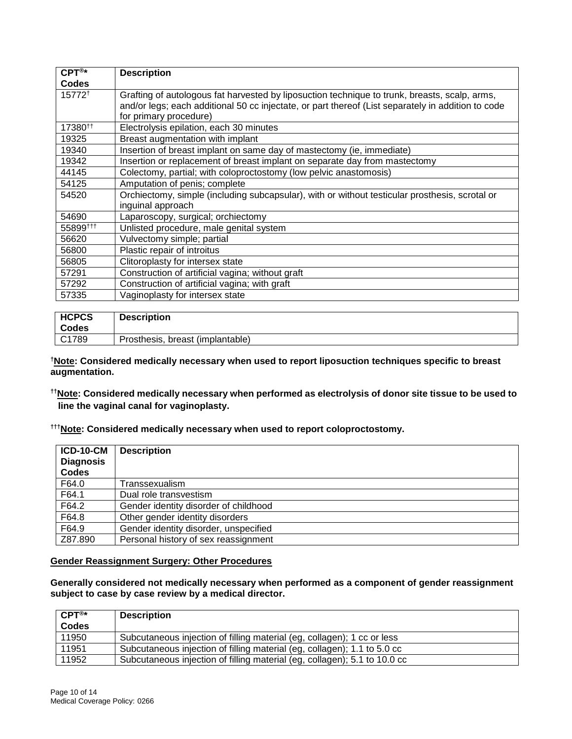| CPT®* Codes | Description |
|---|---|
| 15772† | Grafting of autologous fat harvested by liposuction technique to trunk, breasts, scalp, arms, and/or legs; each additional 50 cc injectate, or part thereof (List separately in addition to code for primary procedure) |
| 17380†† | Electrolysis epilation, each 30 minutes |
| 19325 | Breast augmentation with implant |
| 19340 | Insertion of breast implant on same day of mastectomy (ie, immediate) |
| 19342 | Insertion or replacement of breast implant on separate day from mastectomy |
| 44145 | Colectomy, partial; with coloproctostomy (low pelvic anastomosis) |
| 54125 | Amputation of penis; complete |
| 54520 | Orchiectomy, simple (including subcapsular), with or without testicular prosthesis, scrotal or inguinal approach |
| 54690 | Laparoscopy, surgical; orchiectomy |
| 55899††† | Unlisted procedure, male genital system |
| 56620 | Vulvectomy simple; partial |
| 56800 | Plastic repair of introitus |
| 56805 | Clitoroplasty for intersex state |
| 57291 | Construction of artificial vagina; without graft |
| 57292 | Construction of artificial vagina; with graft |
| 57335 | Vaginoplasty for intersex state |

| HCPCS Codes | Description |
|---|---|
| C1789 | Prosthesis, breast (implantable) |

†**Note: Considered medically necessary when used to report liposuction techniques specific to breast augmentation.**

††**Note: Considered medically necessary when performed as electrolysis of donor site tissue to be used to line the vaginal canal for vaginoplasty.**

†††**Note: Considered medically necessary when used to report coloproctostomy.**

| ICD-10-CM Diagnosis Codes | Description |
|---|---|
| F64.0 | Transsexualism |
| F64.1 | Dual role transvestism |
| F64.2 | Gender identity disorder of childhood |
| F64.8 | Other gender identity disorders |
| F64.9 | Gender identity disorder, unspecified |
| Z87.890 | Personal history of sex reassignment |

**Gender Reassignment Surgery: Other Procedures**

**Generally considered not medically necessary when performed as a component of gender reassignment subject to case by case review by a medical director.**

| CPT®* Codes | Description |
|---|---|
| 11950 | Subcutaneous injection of filling material (eg, collagen); 1 cc or less |
| 11951 | Subcutaneous injection of filling material (eg, collagen); 1.1 to 5.0 cc |
| 11952 | Subcutaneous injection of filling material (eg, collagen); 5.1 to 10.0 cc |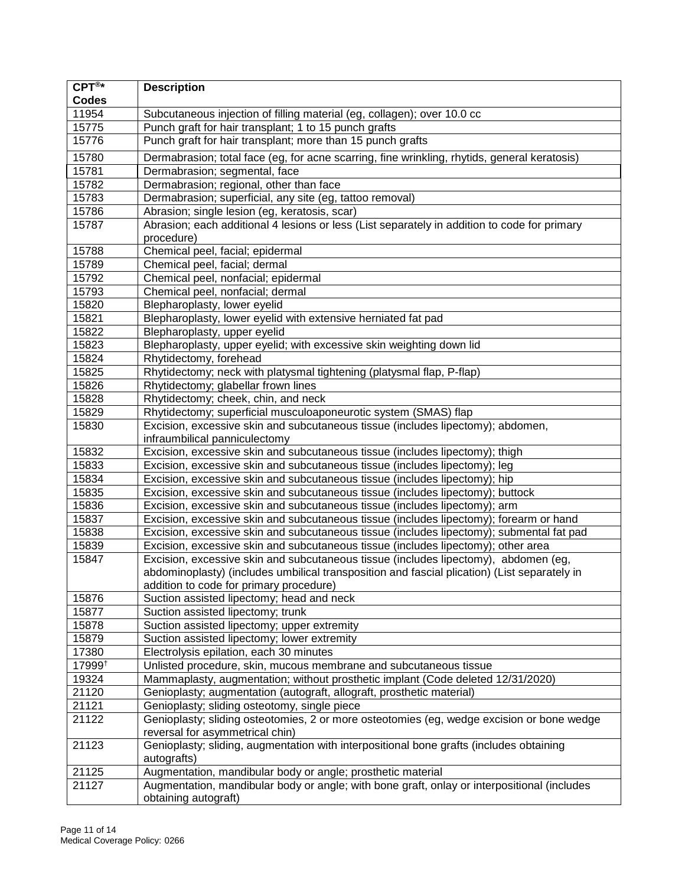| CPT®* Codes | Description |
|---|---|
| 11954 | Subcutaneous injection of filling material (eg, collagen); over 10.0 cc |
| 15775 | Punch graft for hair transplant; 1 to 15 punch grafts |
| 15776 | Punch graft for hair transplant; more than 15 punch grafts |
| 15780 | Dermabrasion; total face (eg, for acne scarring, fine wrinkling, rhytids, general keratosis) |
| 15781 | Dermabrasion; segmental, face |
| 15782 | Dermabrasion; regional, other than face |
| 15783 | Dermabrasion; superficial, any site (eg, tattoo removal) |
| 15786 | Abrasion; single lesion (eg, keratosis, scar) |
| 15787 | Abrasion; each additional 4 lesions or less (List separately in addition to code for primary procedure) |
| 15788 | Chemical peel, facial; epidermal |
| 15789 | Chemical peel, facial; dermal |
| 15792 | Chemical peel, nonfacial; epidermal |
| 15793 | Chemical peel, nonfacial; dermal |
| 15820 | Blepharoplasty, lower eyelid |
| 15821 | Blepharoplasty, lower eyelid with extensive herniated fat pad |
| 15822 | Blepharoplasty, upper eyelid |
| 15823 | Blepharoplasty, upper eyelid; with excessive skin weighting down lid |
| 15824 | Rhytidectomy, forehead |
| 15825 | Rhytidectomy; neck with platysmal tightening (platysmal flap, P-flap) |
| 15826 | Rhytidectomy; glabellar frown lines |
| 15828 | Rhytidectomy; cheek, chin, and neck |
| 15829 | Rhytidectomy; superficial musculoaponeurotic system (SMAS) flap |
| 15830 | Excision, excessive skin and subcutaneous tissue (includes lipectomy); abdomen, infraumbilical panniculectomy |
| 15832 | Excision, excessive skin and subcutaneous tissue (includes lipectomy); thigh |
| 15833 | Excision, excessive skin and subcutaneous tissue (includes lipectomy); leg |
| 15834 | Excision, excessive skin and subcutaneous tissue (includes lipectomy); hip |
| 15835 | Excision, excessive skin and subcutaneous tissue (includes lipectomy); buttock |
| 15836 | Excision, excessive skin and subcutaneous tissue (includes lipectomy); arm |
| 15837 | Excision, excessive skin and subcutaneous tissue (includes lipectomy); forearm or hand |
| 15838 | Excision, excessive skin and subcutaneous tissue (includes lipectomy); submental fat pad |
| 15839 | Excision, excessive skin and subcutaneous tissue (includes lipectomy); other area |
| 15847 | Excision, excessive skin and subcutaneous tissue (includes lipectomy), abdomen (eg, abdominoplasty) (includes umbilical transposition and fascial plication) (List separately in addition to code for primary procedure) |
| 15876 | Suction assisted lipectomy; head and neck |
| 15877 | Suction assisted lipectomy; trunk |
| 15878 | Suction assisted lipectomy; upper extremity |
| 15879 | Suction assisted lipectomy; lower extremity |
| 17380 | Electrolysis epilation, each 30 minutes |
| 17999† | Unlisted procedure, skin, mucous membrane and subcutaneous tissue |
| 19324 | Mammaplasty, augmentation; without prosthetic implant (Code deleted 12/31/2020) |
| 21120 | Genioplasty; augmentation (autograft, allograft, prosthetic material) |
| 21121 | Genioplasty; sliding osteotomy, single piece |
| 21122 | Genioplasty; sliding osteotomies, 2 or more osteotomies (eg, wedge excision or bone wedge reversal for asymmetrical chin) |
| 21123 | Genioplasty; sliding, augmentation with interpositional bone grafts (includes obtaining autografts) |
| 21125 | Augmentation, mandibular body or angle; prosthetic material |
| 21127 | Augmentation, mandibular body or angle; with bone graft, onlay or interpositional (includes obtaining autograft) |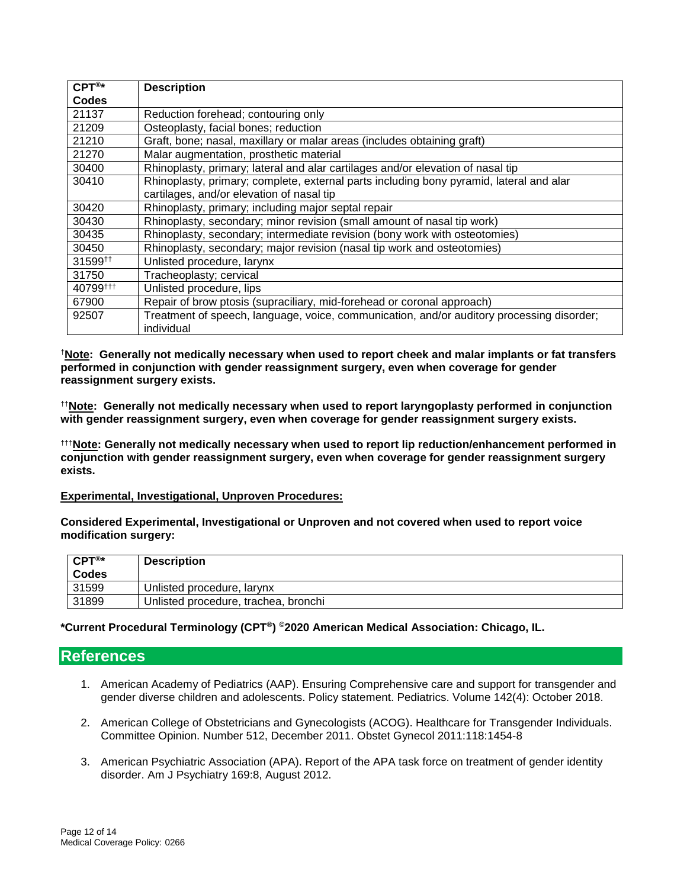| CPT®* Codes | Description |
|---|---|
| 21137 | Reduction forehead; contouring only |
| 21209 | Osteoplasty, facial bones; reduction |
| 21210 | Graft, bone; nasal, maxillary or malar areas (includes obtaining graft) |
| 21270 | Malar augmentation, prosthetic material |
| 30400 | Rhinoplasty, primary; lateral and alar cartilages and/or elevation of nasal tip |
| 30410 | Rhinoplasty, primary; complete, external parts including bony pyramid, lateral and alar cartilages, and/or elevation of nasal tip |
| 30420 | Rhinoplasty, primary; including major septal repair |
| 30430 | Rhinoplasty, secondary; minor revision (small amount of nasal tip work) |
| 30435 | Rhinoplasty, secondary; intermediate revision (bony work with osteotomies) |
| 30450 | Rhinoplasty, secondary; major revision (nasal tip work and osteotomies) |
| 31599†† | Unlisted procedure, larynx |
| 31750 | Tracheoplasty; cervical |
| 40799††† | Unlisted procedure, lips |
| 67900 | Repair of brow ptosis (supraciliary, mid-forehead or coronal approach) |
| 92507 | Treatment of speech, language, voice, communication, and/or auditory processing disorder; individual |

†**Note: Generally not medically necessary when used to report cheek and malar implants or fat transfers performed in conjunction with gender reassignment surgery, even when coverage for gender reassignment surgery exists.**

††**Note: Generally not medically necessary when used to report laryngoplasty performed in conjunction with gender reassignment surgery, even when coverage for gender reassignment surgery exists.**

†††**Note: Generally not medically necessary when used to report lip reduction/enhancement performed in conjunction with gender reassignment surgery, even when coverage for gender reassignment surgery exists.**

**Experimental, Investigational, Unproven Procedures:**

**Considered Experimental, Investigational or Unproven and not covered when used to report voice modification surgery:**

| CPT®* Codes | Description |
|---|---|
| 31599 | Unlisted procedure, larynx |
| 31899 | Unlisted procedure, trachea, bronchi |

***Current Procedural Terminology (CPT®) ©2020 American Medical Association: Chicago, IL.**

## References

1. American Academy of Pediatrics (AAP). Ensuring Comprehensive care and support for transgender and gender diverse children and adolescents. Policy statement. Pediatrics. Volume 142(4): October 2018.
2. American College of Obstetricians and Gynecologists (ACOG). Healthcare for Transgender Individuals. Committee Opinion. Number 512, December 2011. Obstet Gynecol 2011:118:1454-8
3. American Psychiatric Association (APA). Report of the APA task force on treatment of gender identity disorder. Am J Psychiatry 169:8, August 2012.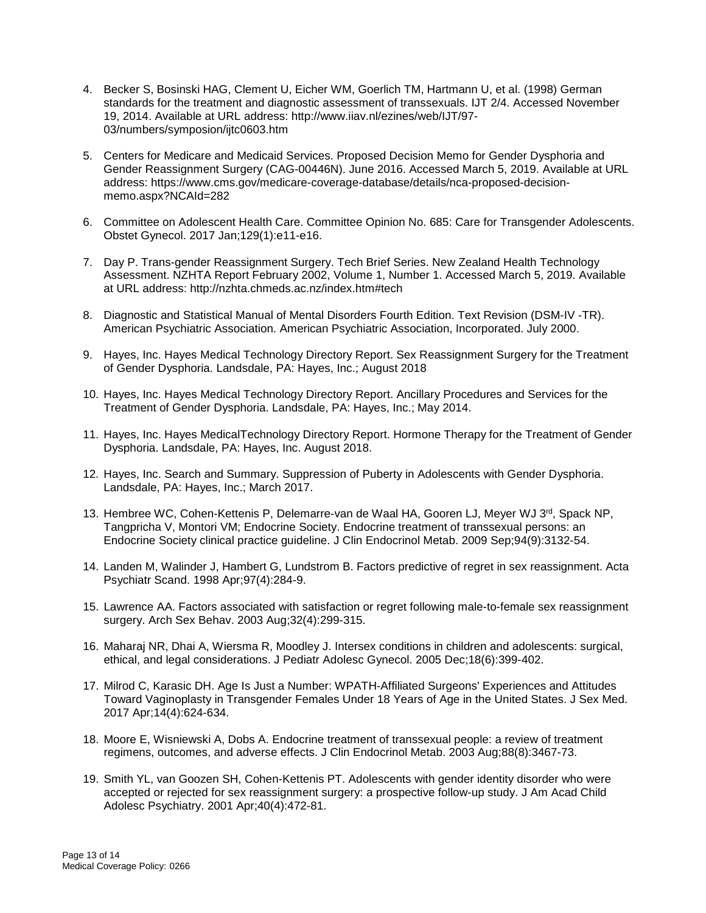4. Becker S, Bosinski HAG, Clement U, Eicher WM, Goerlich TM, Hartmann U, et al. (1998) German standards for the treatment and diagnostic assessment of transsexuals. IJT 2/4. Accessed November 19, 2014. Available at URL address: http://www.iiav.nl/ezines/web/IJT/97-03/numbers/symposion/ijtc0603.htm

5. Centers for Medicare and Medicaid Services. Proposed Decision Memo for Gender Dysphoria and Gender Reassignment Surgery (CAG-00446N). June 2016. Accessed March 5, 2019. Available at URL address: https://www.cms.gov/medicare-coverage-database/details/nca-proposed-decision-memo.aspx?NCAId=282

6. Committee on Adolescent Health Care. Committee Opinion No. 685: Care for Transgender Adolescents. Obstet Gynecol. 2017 Jan;129(1):e11-e16.

7. Day P. Trans-gender Reassignment Surgery. Tech Brief Series. New Zealand Health Technology Assessment. NZHTA Report February 2002, Volume 1, Number 1. Accessed March 5, 2019. Available at URL address: http://nzhta.chmeds.ac.nz/index.htm#tech

8. Diagnostic and Statistical Manual of Mental Disorders Fourth Edition. Text Revision (DSM-IV -TR). American Psychiatric Association. American Psychiatric Association, Incorporated. July 2000.

9. Hayes, Inc. Hayes Medical Technology Directory Report. Sex Reassignment Surgery for the Treatment of Gender Dysphoria. Landsdale, PA: Hayes, Inc.; August 2018

10. Hayes, Inc. Hayes Medical Technology Directory Report. Ancillary Procedures and Services for the Treatment of Gender Dysphoria. Landsdale, PA: Hayes, Inc.; May 2014.

11. Hayes, Inc. Hayes MedicalTechnology Directory Report. Hormone Therapy for the Treatment of Gender Dysphoria. Landsdale, PA: Hayes, Inc. August 2018.

12. Hayes, Inc. Search and Summary. Suppression of Puberty in Adolescents with Gender Dysphoria. Landsdale, PA: Hayes, Inc.; March 2017.

13. Hembree WC, Cohen-Kettenis P, Delemarre-van de Waal HA, Gooren LJ, Meyer WJ 3rd, Spack NP, Tangpricha V, Montori VM; Endocrine Society. Endocrine treatment of transsexual persons: an Endocrine Society clinical practice guideline. J Clin Endocrinol Metab. 2009 Sep;94(9):3132-54.

14. Landen M, Walinder J, Hambert G, Lundstrom B. Factors predictive of regret in sex reassignment. Acta Psychiatr Scand. 1998 Apr;97(4):284-9.

15. Lawrence AA. Factors associated with satisfaction or regret following male-to-female sex reassignment surgery. Arch Sex Behav. 2003 Aug;32(4):299-315.

16. Maharaj NR, Dhai A, Wiersma R, Moodley J. Intersex conditions in children and adolescents: surgical, ethical, and legal considerations. J Pediatr Adolesc Gynecol. 2005 Dec;18(6):399-402.

17. Milrod C, Karasic DH. Age Is Just a Number: WPATH-Affiliated Surgeons' Experiences and Attitudes Toward Vaginoplasty in Transgender Females Under 18 Years of Age in the United States. J Sex Med. 2017 Apr;14(4):624-634.

18. Moore E, Wisniewski A, Dobs A. Endocrine treatment of transsexual people: a review of treatment regimens, outcomes, and adverse effects. J Clin Endocrinol Metab. 2003 Aug;88(8):3467-73.

19. Smith YL, van Goozen SH, Cohen-Kettenis PT. Adolescents with gender identity disorder who were accepted or rejected for sex reassignment surgery: a prospective follow-up study. J Am Acad Child Adolesc Psychiatry. 2001 Apr;40(4):472-81.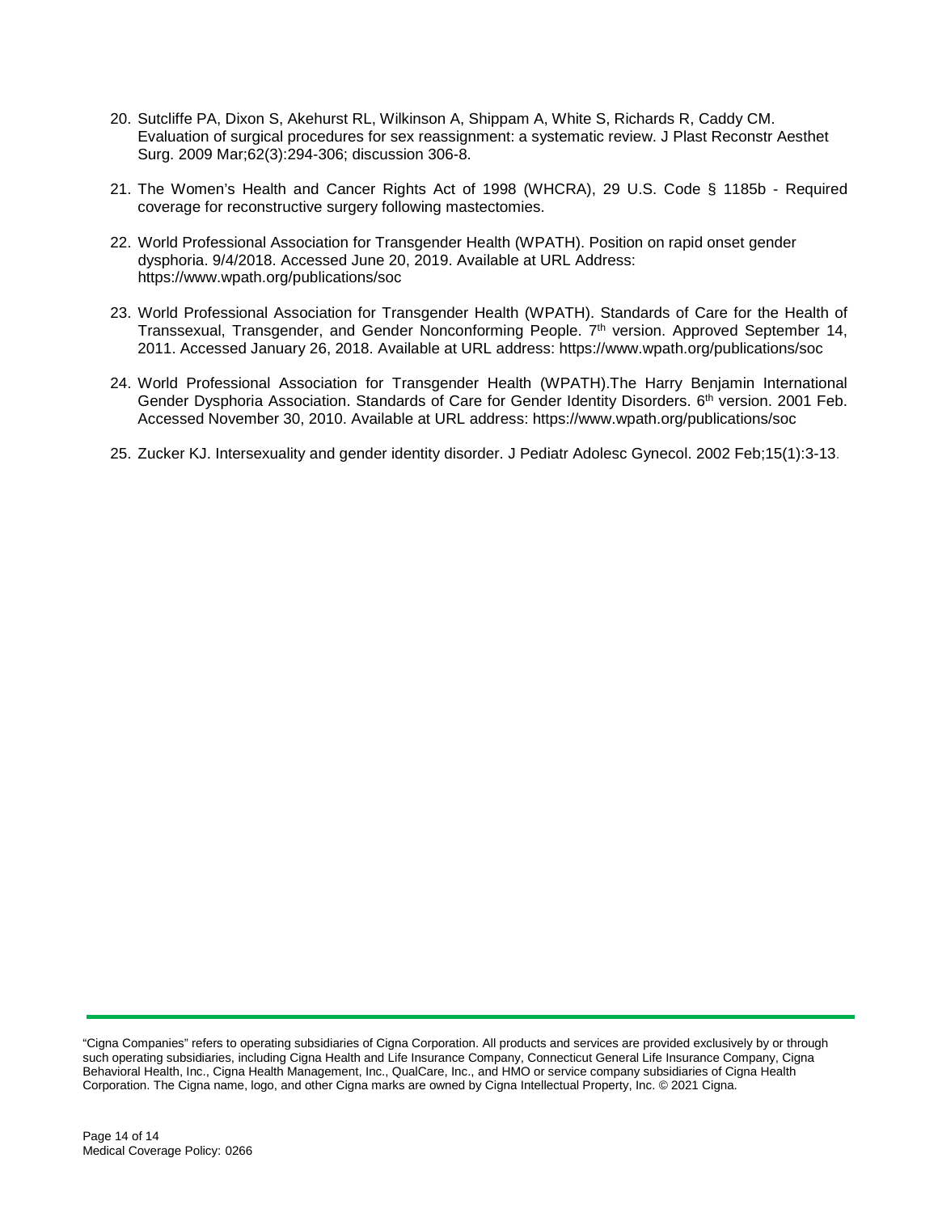20. Sutcliffe PA, Dixon S, Akehurst RL, Wilkinson A, Shippam A, White S, Richards R, Caddy CM. Evaluation of surgical procedures for sex reassignment: a systematic review. J Plast Reconstr Aesthet Surg. 2009 Mar;62(3):294-306; discussion 306-8.

21. The Women's Health and Cancer Rights Act of 1998 (WHCRA), 29 U.S. Code § 1185b - Required coverage for reconstructive surgery following mastectomies.

22. World Professional Association for Transgender Health (WPATH). Position on rapid onset gender dysphoria. 9/4/2018. Accessed June 20, 2019. Available at URL Address: https://www.wpath.org/publications/soc

23. World Professional Association for Transgender Health (WPATH). Standards of Care for the Health of Transsexual, Transgender, and Gender Nonconforming People. 7th version. Approved September 14, 2011. Accessed January 26, 2018. Available at URL address: https://www.wpath.org/publications/soc

24. World Professional Association for Transgender Health (WPATH).The Harry Benjamin International Gender Dysphoria Association. Standards of Care for Gender Identity Disorders. 6th version. 2001 Feb. Accessed November 30, 2010. Available at URL address: https://www.wpath.org/publications/soc

25. Zucker KJ. Intersexuality and gender identity disorder. J Pediatr Adolesc Gynecol. 2002 Feb;15(1):3-13.

"Cigna Companies" refers to operating subsidiaries of Cigna Corporation. All products and services are provided exclusively by or through such operating subsidiaries, including Cigna Health and Life Insurance Company, Connecticut General Life Insurance Company, Cigna Behavioral Health, Inc., Cigna Health Management, Inc., QualCare, Inc., and HMO or service company subsidiaries of Cigna Health Corporation. The Cigna name, logo, and other Cigna marks are owned by Cigna Intellectual Property, Inc. © 2021 Cigna.